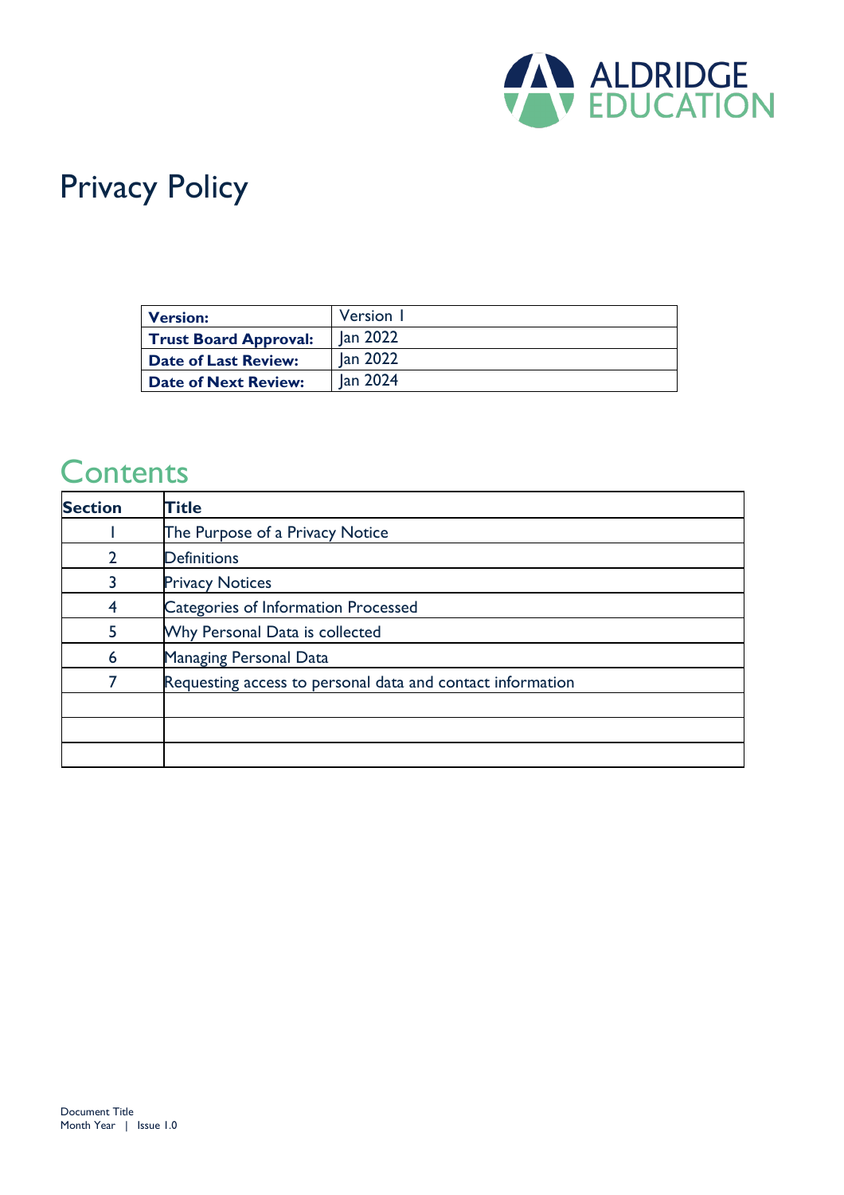ALDRIDGE EDUCATION

# Privacy Policy

| **Version:** | Version 1 |
|---|---|
| **Trust Board Approval:** | Jan 2022 |
| **Date of Last Review:** | Jan 2022 |
| **Date of Next Review:** | Jan 2024 |

## Contents

| Section | Title |
|---|---|
| 1 | The Purpose of a Privacy Notice |
| 2 | Definitions |
| 3 | Privacy Notices |
| 4 | Categories of Information Processed |
| 5 | Why Personal Data is collected |
| 6 | Managing Personal Data |
| 7 | Requesting access to personal data and contact information |
| | |
| | |
| | |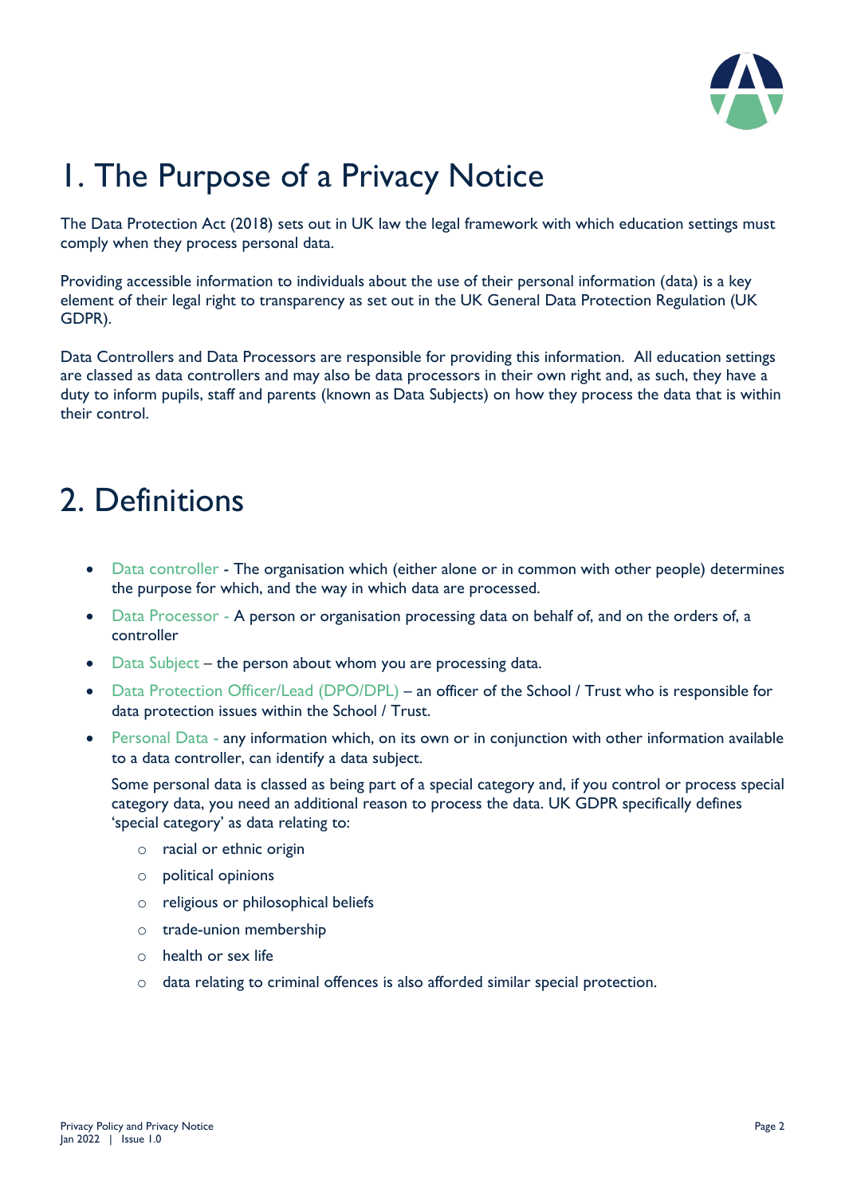# 1. The Purpose of a Privacy Notice

The Data Protection Act (2018) sets out in UK law the legal framework with which education settings must comply when they process personal data.

Providing accessible information to individuals about the use of their personal information (data) is a key element of their legal right to transparency as set out in the UK General Data Protection Regulation (UK GDPR).

Data Controllers and Data Processors are responsible for providing this information. All education settings are classed as data controllers and may also be data processors in their own right and, as such, they have a duty to inform pupils, staff and parents (known as Data Subjects) on how they process the data that is within their control.

# 2. Definitions

- Data controller - The organisation which (either alone or in common with other people) determines the purpose for which, and the way in which data are processed.
- Data Processor - A person or organisation processing data on behalf of, and on the orders of, a controller
- Data Subject – the person about whom you are processing data.
- Data Protection Officer/Lead (DPO/DPL) – an officer of the School / Trust who is responsible for data protection issues within the School / Trust.
- Personal Data - any information which, on its own or in conjunction with other information available to a data controller, can identify a data subject.

  Some personal data is classed as being part of a special category and, if you control or process special category data, you need an additional reason to process the data. UK GDPR specifically defines 'special category' as data relating to:

  - racial or ethnic origin
  - political opinions
  - religious or philosophical beliefs
  - trade-union membership
  - health or sex life
  - data relating to criminal offences is also afforded similar special protection.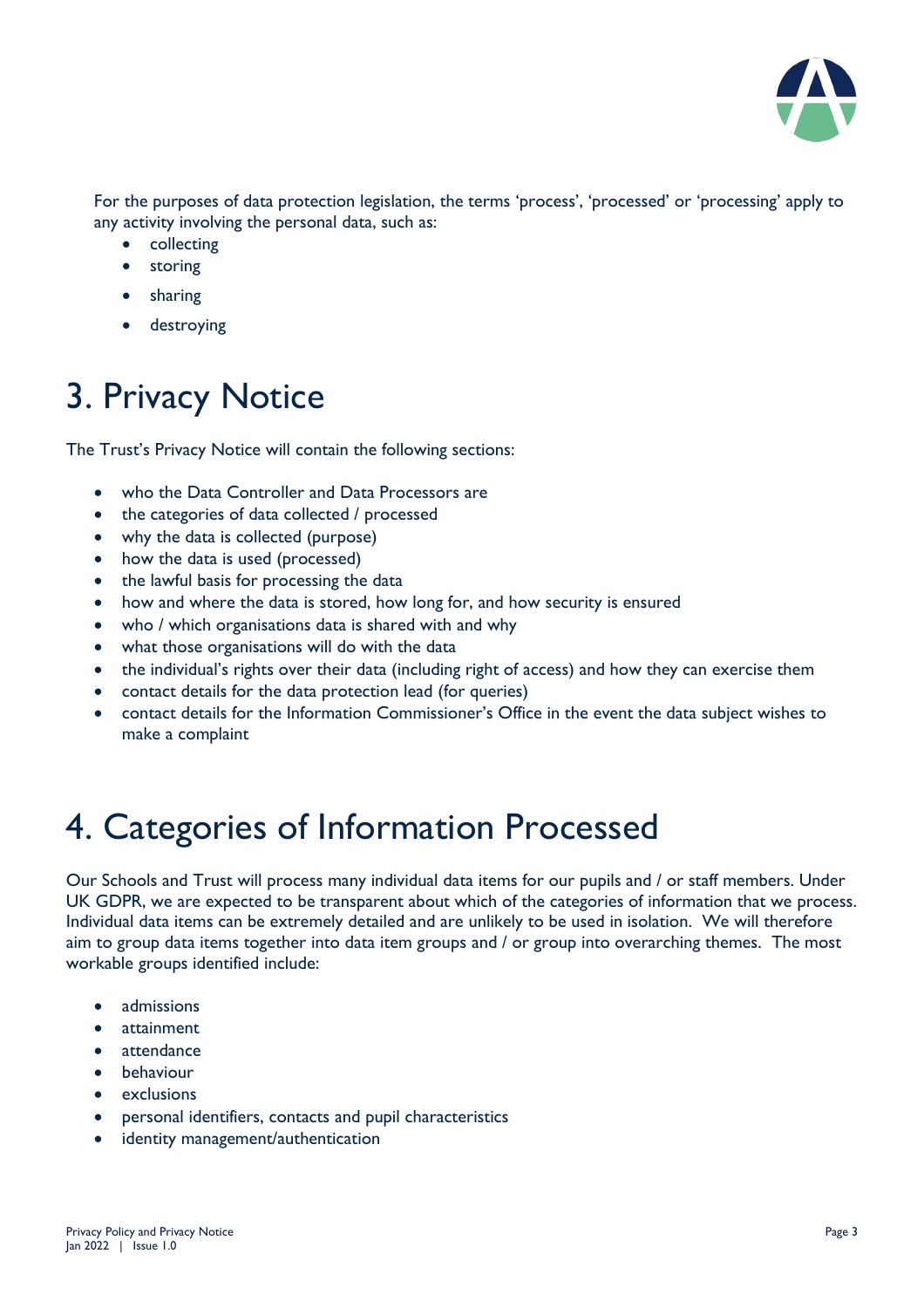For the purposes of data protection legislation, the terms ‘process’, ‘processed’ or ‘processing’ apply to any activity involving the personal data, such as:

- collecting
- storing
- sharing
- destroying

# 3. Privacy Notice

The Trust’s Privacy Notice will contain the following sections:

- who the Data Controller and Data Processors are
- the categories of data collected / processed
- why the data is collected (purpose)
- how the data is used (processed)
- the lawful basis for processing the data
- how and where the data is stored, how long for, and how security is ensured
- who / which organisations data is shared with and why
- what those organisations will do with the data
- the individual’s rights over their data (including right of access) and how they can exercise them
- contact details for the data protection lead (for queries)
- contact details for the Information Commissioner’s Office in the event the data subject wishes to make a complaint

# 4. Categories of Information Processed

Our Schools and Trust will process many individual data items for our pupils and / or staff members. Under UK GDPR, we are expected to be transparent about which of the categories of information that we process. Individual data items can be extremely detailed and are unlikely to be used in isolation. We will therefore aim to group data items together into data item groups and / or group into overarching themes. The most workable groups identified include:

- admissions
- attainment
- attendance
- behaviour
- exclusions
- personal identifiers, contacts and pupil characteristics
- identity management/authentication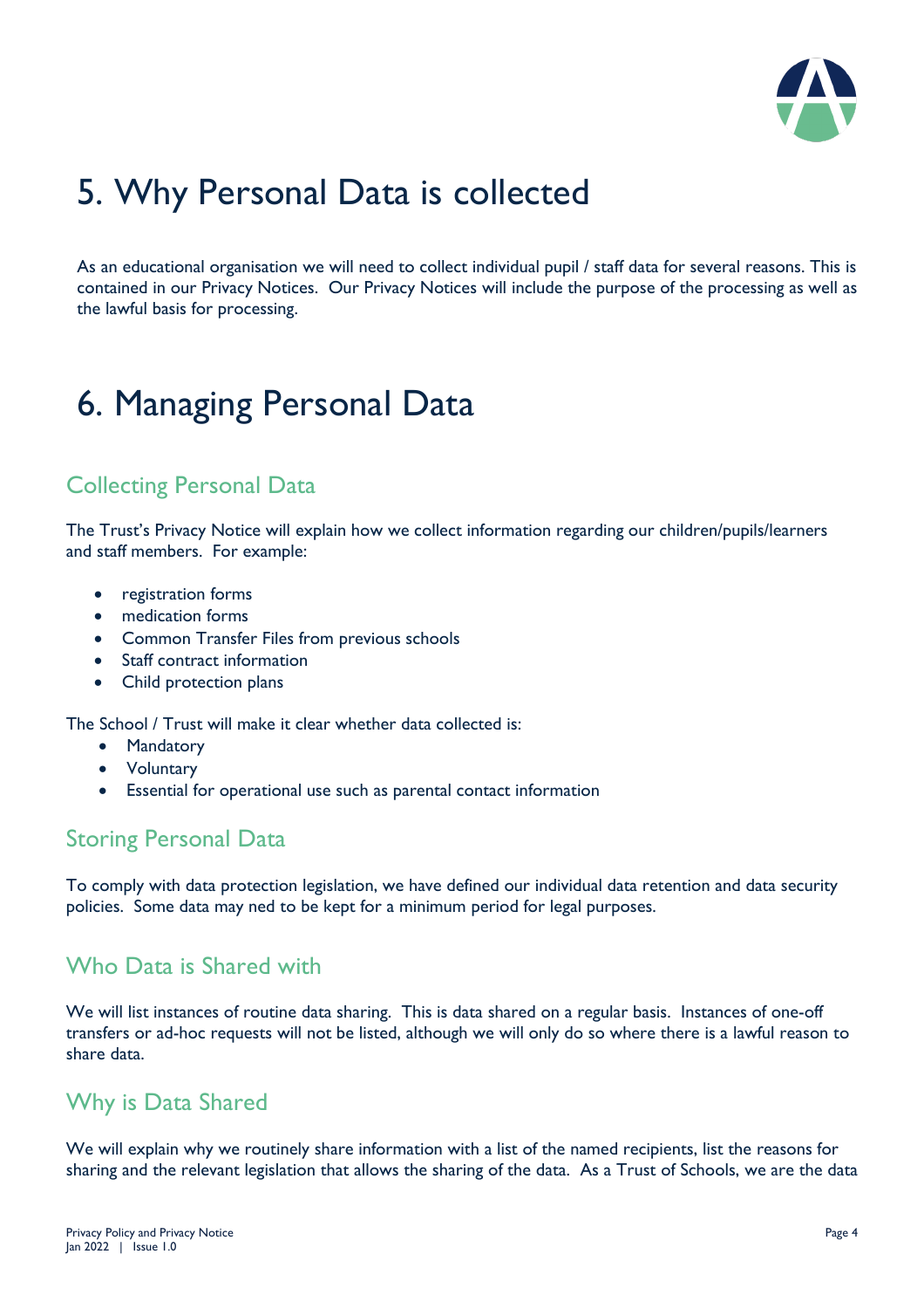# 5. Why Personal Data is collected

As an educational organisation we will need to collect individual pupil / staff data for several reasons. This is contained in our Privacy Notices. Our Privacy Notices will include the purpose of the processing as well as the lawful basis for processing.

# 6. Managing Personal Data

## Collecting Personal Data

The Trust's Privacy Notice will explain how we collect information regarding our children/pupils/learners and staff members. For example:

- registration forms
- medication forms
- Common Transfer Files from previous schools
- Staff contract information
- Child protection plans

The School / Trust will make it clear whether data collected is:

- Mandatory
- Voluntary
- Essential for operational use such as parental contact information

## Storing Personal Data

To comply with data protection legislation, we have defined our individual data retention and data security policies. Some data may ned to be kept for a minimum period for legal purposes.

## Who Data is Shared with

We will list instances of routine data sharing. This is data shared on a regular basis. Instances of one-off transfers or ad-hoc requests will not be listed, although we will only do so where there is a lawful reason to share data.

## Why is Data Shared

We will explain why we routinely share information with a list of the named recipients, list the reasons for sharing and the relevant legislation that allows the sharing of the data. As a Trust of Schools, we are the data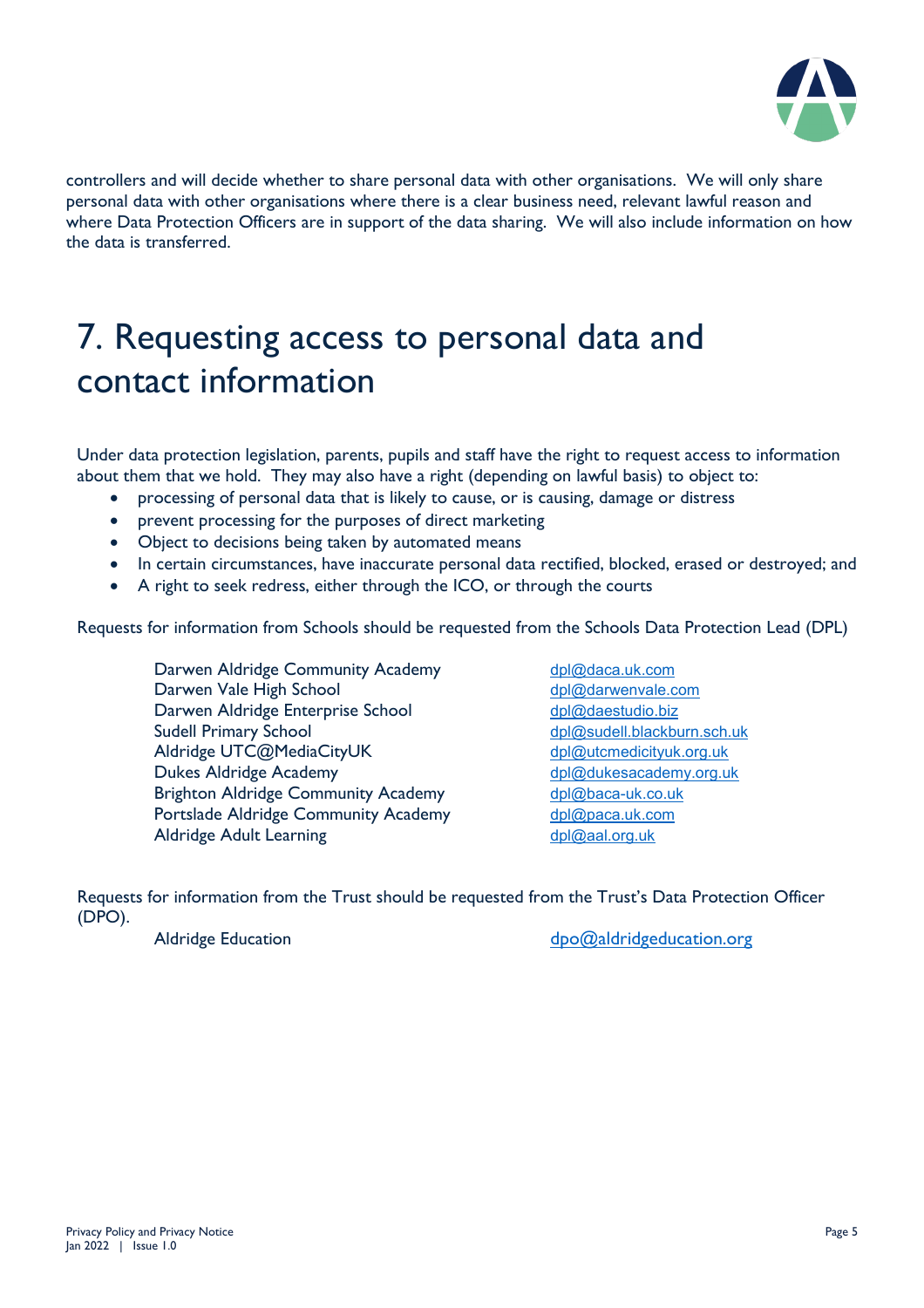controllers and will decide whether to share personal data with other organisations. We will only share personal data with other organisations where there is a clear business need, relevant lawful reason and where Data Protection Officers are in support of the data sharing. We will also include information on how the data is transferred.

# 7. Requesting access to personal data and contact information

Under data protection legislation, parents, pupils and staff have the right to request access to information about them that we hold. They may also have a right (depending on lawful basis) to object to:

- processing of personal data that is likely to cause, or is causing, damage or distress
- prevent processing for the purposes of direct marketing
- Object to decisions being taken by automated means
- In certain circumstances, have inaccurate personal data rectified, blocked, erased or destroyed; and
- A right to seek redress, either through the ICO, or through the courts

Requests for information from Schools should be requested from the Schools Data Protection Lead (DPL)

| | |
|---|---|
| Darwen Aldridge Community Academy | dpl@daca.uk.com |
| Darwen Vale High School | dpl@darwenvale.com |
| Darwen Aldridge Enterprise School | dpl@daestudio.biz |
| Sudell Primary School | dpl@sudell.blackburn.sch.uk |
| Aldridge UTC@MediaCityUK | dpl@utcmedicityuk.org.uk |
| Dukes Aldridge Academy | dpl@dukesacademy.org.uk |
| Brighton Aldridge Community Academy | dpl@baca-uk.co.uk |
| Portslade Aldridge Community Academy | dpl@paca.uk.com |
| Aldridge Adult Learning | dpl@aal.org.uk |

Requests for information from the Trust should be requested from the Trust's Data Protection Officer (DPO).

| | |
|---|---|
| Aldridge Education | dpo@aldridgeducation.org |